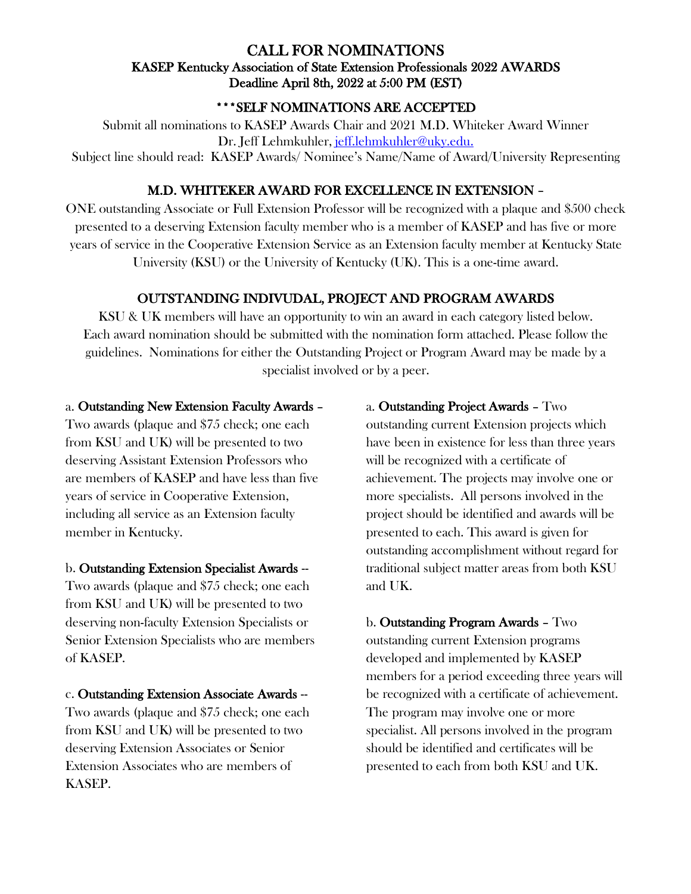# CALL FOR NOMINATIONS

## KASEP Kentucky Association of State Extension Professionals 2022 AWARDS

## Deadline April 8th, 2022 at 5:00 PM (EST)

### ***SELF NOMINATIONS ARE ACCEPTED

Submit all nominations to KASEP Awards Chair and 2021 M.D. Whiteker Award Winner Dr. Jeff Lehmkuhler, jeff.lehmkuhler@uky.edu.

Subject line should read: KASEP Awards/ Nominee's Name/Name of Award/University Representing

### M.D. WHITEKER AWARD FOR EXCELLENCE IN EXTENSION –

ONE outstanding Associate or Full Extension Professor will be recognized with a plaque and $500 check presented to a deserving Extension faculty member who is a member of KASEP and has five or more years of service in the Cooperative Extension Service as an Extension faculty member at Kentucky State University (KSU) or the University of Kentucky (UK). This is a one-time award.

### OUTSTANDING INDIVUDAL, PROJECT AND PROGRAM AWARDS

KSU & UK members will have an opportunity to win an award in each category listed below. Each award nomination should be submitted with the nomination form attached. Please follow the guidelines. Nominations for either the Outstanding Project or Program Award may be made by a specialist involved or by a peer.

a. **Outstanding New Extension Faculty Awards** – Two awards (plaque and $75 check; one each from KSU and UK) will be presented to two deserving Assistant Extension Professors who are members of KASEP and have less than five years of service in Cooperative Extension, including all service as an Extension faculty member in Kentucky.

b. **Outstanding Extension Specialist Awards** -- Two awards (plaque and $75 check; one each from KSU and UK) will be presented to two deserving non-faculty Extension Specialists or Senior Extension Specialists who are members of KASEP.

c. **Outstanding Extension Associate Awards** -- Two awards (plaque and $75 check; one each from KSU and UK) will be presented to two deserving Extension Associates or Senior Extension Associates who are members of KASEP.

a. **Outstanding Project Awards** – Two outstanding current Extension projects which have been in existence for less than three years will be recognized with a certificate of achievement. The projects may involve one or more specialists. All persons involved in the project should be identified and awards will be presented to each. This award is given for outstanding accomplishment without regard for traditional subject matter areas from both KSU and UK.

b. **Outstanding Program Awards** – Two outstanding current Extension programs developed and implemented by KASEP members for a period exceeding three years will be recognized with a certificate of achievement. The program may involve one or more specialist. All persons involved in the program should be identified and certificates will be presented to each from both KSU and UK.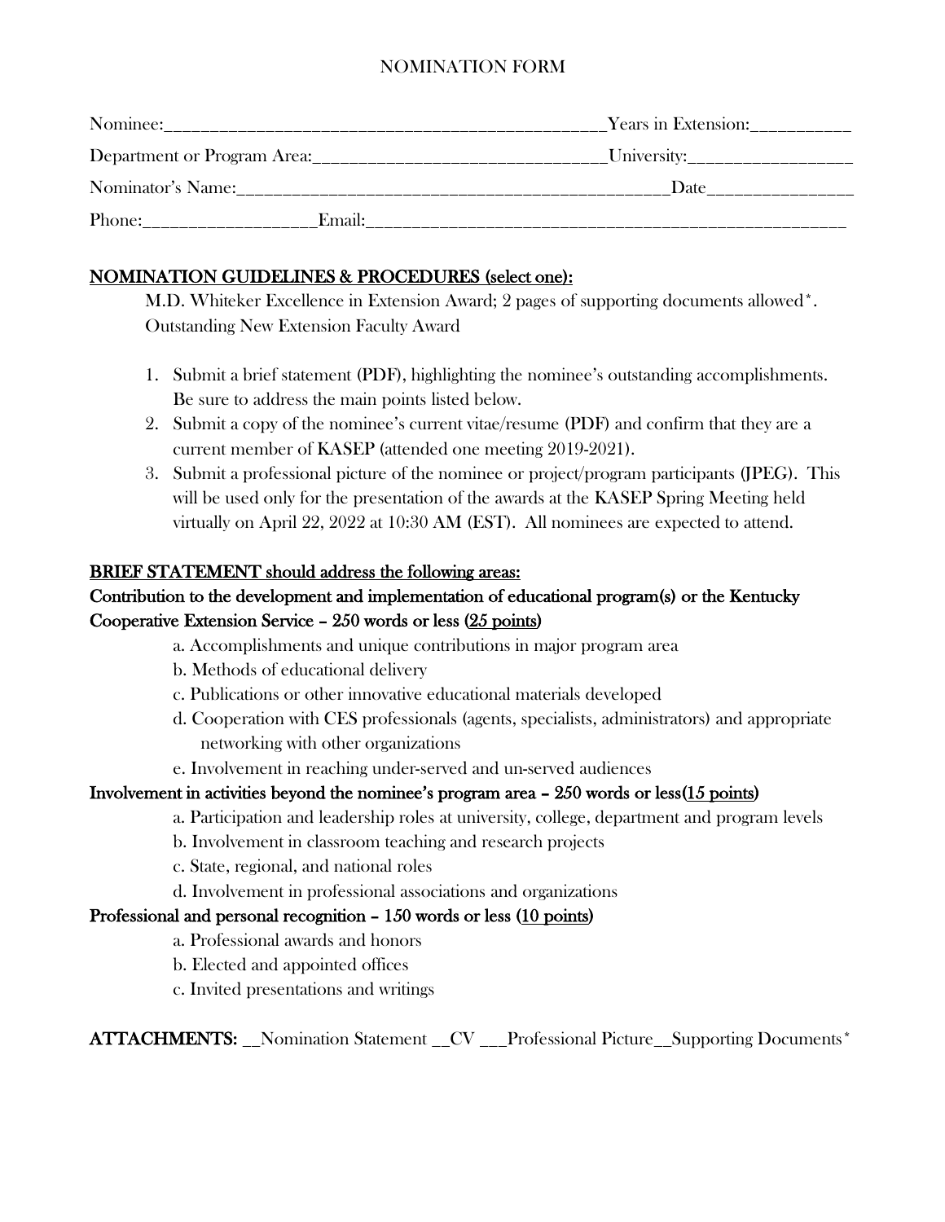# NOMINATION FORM

Nominee:_________________________________________________Years in Extension:___________

Department or Program Area:________________________________University:__________________

Nominator's Name:_______________________________________________Date________________

Phone:___________________Email:_______________________________________________________

## NOMINATION GUIDELINES & PROCEDURES (select one):

M.D. Whiteker Excellence in Extension Award; 2 pages of supporting documents allowed*.
Outstanding New Extension Faculty Award

1. Submit a brief statement (PDF), highlighting the nominee's outstanding accomplishments. Be sure to address the main points listed below.
2. Submit a copy of the nominee's current vitae/resume (PDF) and confirm that they are a current member of KASEP (attended one meeting 2019-2021).
3. Submit a professional picture of the nominee or project/program participants (JPEG). This will be used only for the presentation of the awards at the KASEP Spring Meeting held virtually on April 22, 2022 at 10:30 AM (EST). All nominees are expected to attend.

## BRIEF STATEMENT should address the following areas:

### Contribution to the development and implementation of educational program(s) or the Kentucky Cooperative Extension Service – 250 words or less (25 points)

a. Accomplishments and unique contributions in major program area
b. Methods of educational delivery
c. Publications or other innovative educational materials developed
d. Cooperation with CES professionals (agents, specialists, administrators) and appropriate networking with other organizations
e. Involvement in reaching under-served and un-served audiences

### Involvement in activities beyond the nominee's program area – 250 words or less(15 points)

a. Participation and leadership roles at university, college, department and program levels
b. Involvement in classroom teaching and research projects
c. State, regional, and national roles
d. Involvement in professional associations and organizations

### Professional and personal recognition – 150 words or less (10 points)

a. Professional awards and honors
b. Elected and appointed offices
c. Invited presentations and writings

**ATTACHMENTS:** __Nomination Statement __CV ___Professional Picture__Supporting Documents*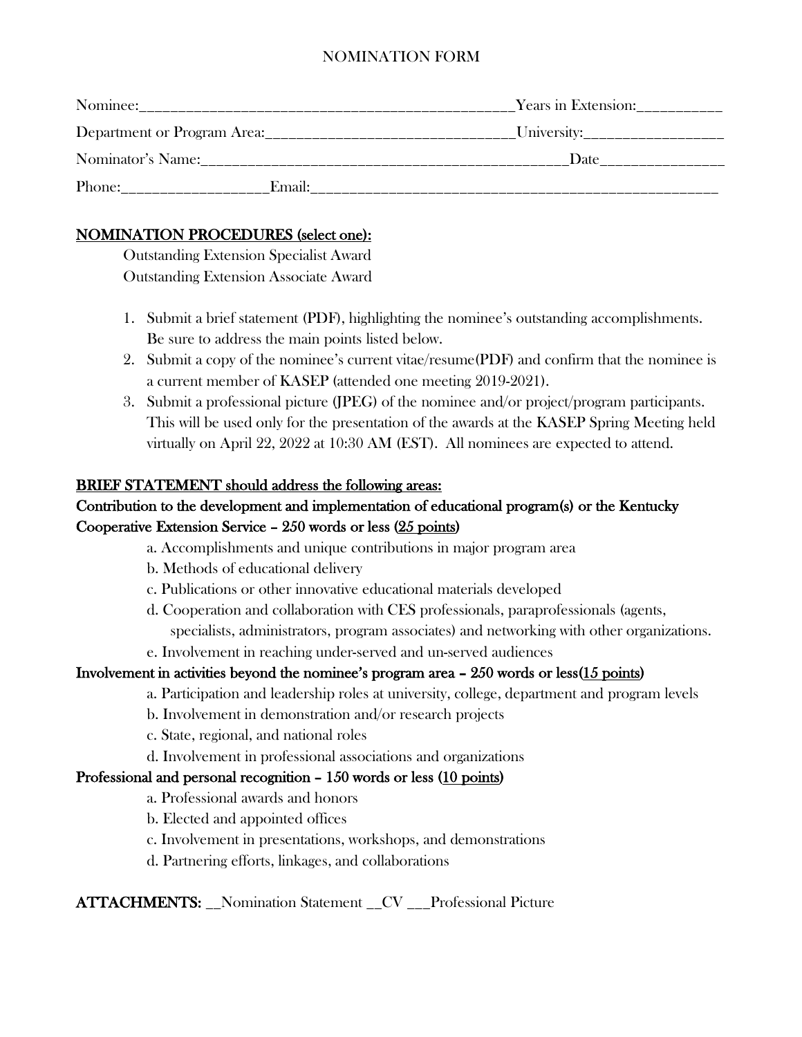# NOMINATION FORM

Nominee:___________________________________________________Years in Extension:___________

Department or Program Area:________________________________University:__________________

Nominator's Name:_________________________________________________Date________________

Phone:___________________Email:________________________________________________________

**NOMINATION PROCEDURES (select one):**

Outstanding Extension Specialist Award
Outstanding Extension Associate Award

1. Submit a brief statement (PDF), highlighting the nominee's outstanding accomplishments. Be sure to address the main points listed below.
2. Submit a copy of the nominee's current vitae/resume(PDF) and confirm that the nominee is a current member of KASEP (attended one meeting 2019-2021).
3. Submit a professional picture (JPEG) of the nominee and/or project/program participants. This will be used only for the presentation of the awards at the KASEP Spring Meeting held virtually on April 22, 2022 at 10:30 AM (EST). All nominees are expected to attend.

**BRIEF STATEMENT should address the following areas:**

**Contribution to the development and implementation of educational program(s) or the Kentucky Cooperative Extension Service – 250 words or less (25 points)**

a. Accomplishments and unique contributions in major program area
b. Methods of educational delivery
c. Publications or other innovative educational materials developed
d. Cooperation and collaboration with CES professionals, paraprofessionals (agents, specialists, administrators, program associates) and networking with other organizations.
e. Involvement in reaching under-served and un-served audiences

**Involvement in activities beyond the nominee's program area – 250 words or less(15 points)**

a. Participation and leadership roles at university, college, department and program levels
b. Involvement in demonstration and/or research projects
c. State, regional, and national roles
d. Involvement in professional associations and organizations

**Professional and personal recognition – 150 words or less (10 points)**

a. Professional awards and honors
b. Elected and appointed offices
c. Involvement in presentations, workshops, and demonstrations
d. Partnering efforts, linkages, and collaborations

**ATTACHMENTS:** __Nomination Statement __CV ___Professional Picture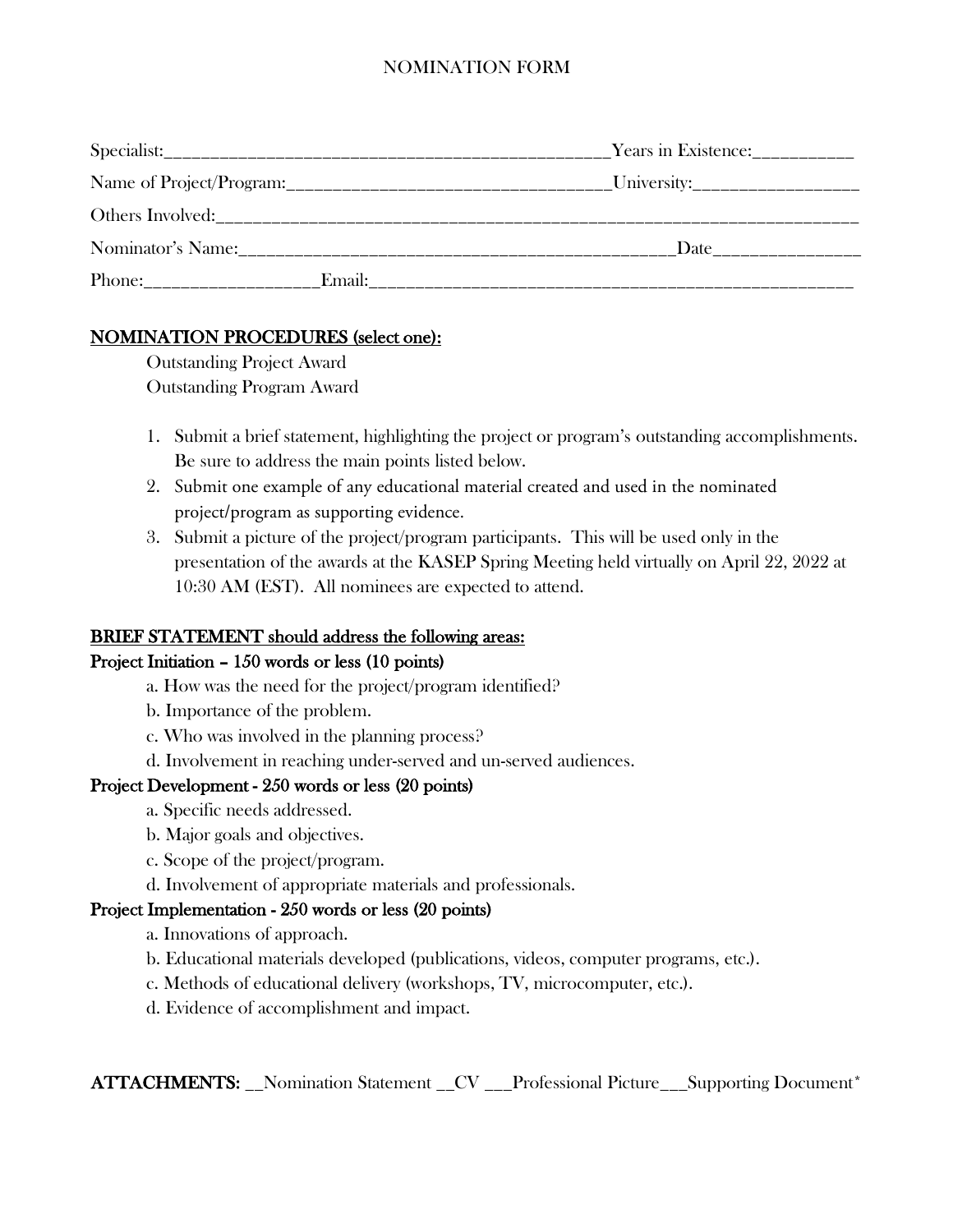# NOMINATION FORM

Specialist:_________________________________________________Years in Existence:___________

Name of Project/Program:___________________________________University:_________________

Others Involved:_________________________________________________________________________

Nominator's Name:_______________________________________________Date_______________

Phone:__________________Email:_____________________________________________________

**NOMINATION PROCEDURES (select one):**

Outstanding Project Award

Outstanding Program Award

1. Submit a brief statement, highlighting the project or program's outstanding accomplishments. Be sure to address the main points listed below.
2. Submit one example of any educational material created and used in the nominated project/program as supporting evidence.
3. Submit a picture of the project/program participants. This will be used only in the presentation of the awards at the KASEP Spring Meeting held virtually on April 22, 2022 at 10:30 AM (EST). All nominees are expected to attend.

**BRIEF STATEMENT should address the following areas:**

**Project Initiation – 150 words or less (10 points)**

a. How was the need for the project/program identified?
b. Importance of the problem.
c. Who was involved in the planning process?
d. Involvement in reaching under-served and un-served audiences.

**Project Development - 250 words or less (20 points)**

a. Specific needs addressed.
b. Major goals and objectives.
c. Scope of the project/program.
d. Involvement of appropriate materials and professionals.

**Project Implementation - 250 words or less (20 points)**

a. Innovations of approach.
b. Educational materials developed (publications, videos, computer programs, etc.).
c. Methods of educational delivery (workshops, TV, microcomputer, etc.).
d. Evidence of accomplishment and impact.

**ATTACHMENTS:** __Nomination Statement __CV ___Professional Picture___Supporting Document*